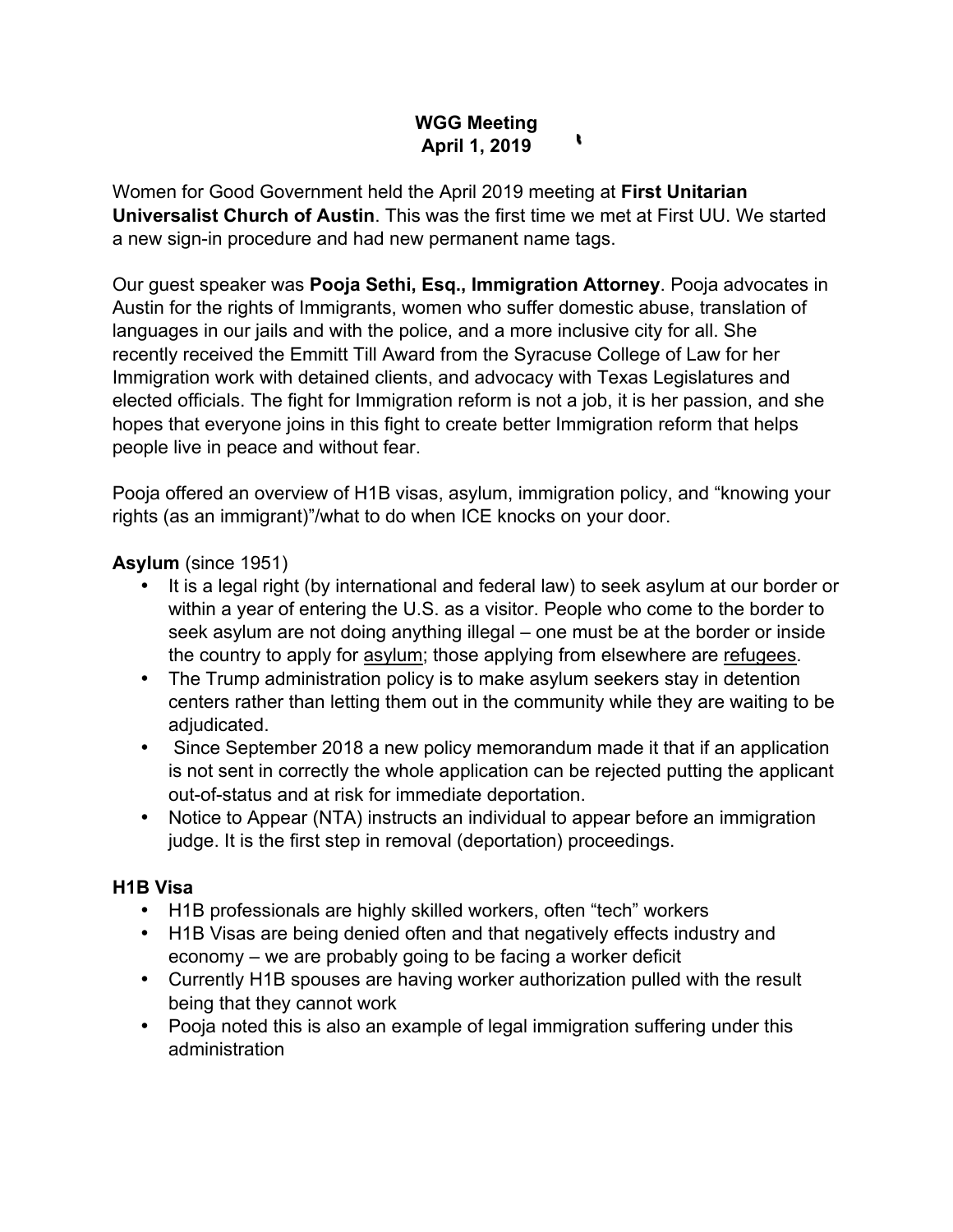**WGG Meeting**
**April 1, 2019**

Women for Good Government held the April 2019 meeting at **First Unitarian Universalist Church of Austin**. This was the first time we met at First UU. We started a new sign-in procedure and had new permanent name tags.

Our guest speaker was **Pooja Sethi, Esq., Immigration Attorney**. Pooja advocates in Austin for the rights of Immigrants, women who suffer domestic abuse, translation of languages in our jails and with the police, and a more inclusive city for all. She recently received the Emmitt Till Award from the Syracuse College of Law for her Immigration work with detained clients, and advocacy with Texas Legislatures and elected officials. The fight for Immigration reform is not a job, it is her passion, and she hopes that everyone joins in this fight to create better Immigration reform that helps people live in peace and without fear.

Pooja offered an overview of H1B visas, asylum, immigration policy, and "knowing your rights (as an immigrant)"/what to do when ICE knocks on your door.

**Asylum** (since 1951)

- It is a legal right (by international and federal law) to seek asylum at our border or within a year of entering the U.S. as a visitor. People who come to the border to seek asylum are not doing anything illegal – one must be at the border or inside the country to apply for <u>asylum</u>; those applying from elsewhere are <u>refugees</u>.
- The Trump administration policy is to make asylum seekers stay in detention centers rather than letting them out in the community while they are waiting to be adjudicated.
- Since September 2018 a new policy memorandum made it that if an application is not sent in correctly the whole application can be rejected putting the applicant out-of-status and at risk for immediate deportation.
- Notice to Appear (NTA) instructs an individual to appear before an immigration judge. It is the first step in removal (deportation) proceedings.

**H1B Visa**

- H1B professionals are highly skilled workers, often "tech" workers
- H1B Visas are being denied often and that negatively effects industry and economy – we are probably going to be facing a worker deficit
- Currently H1B spouses are having worker authorization pulled with the result being that they cannot work
- Pooja noted this is also an example of legal immigration suffering under this administration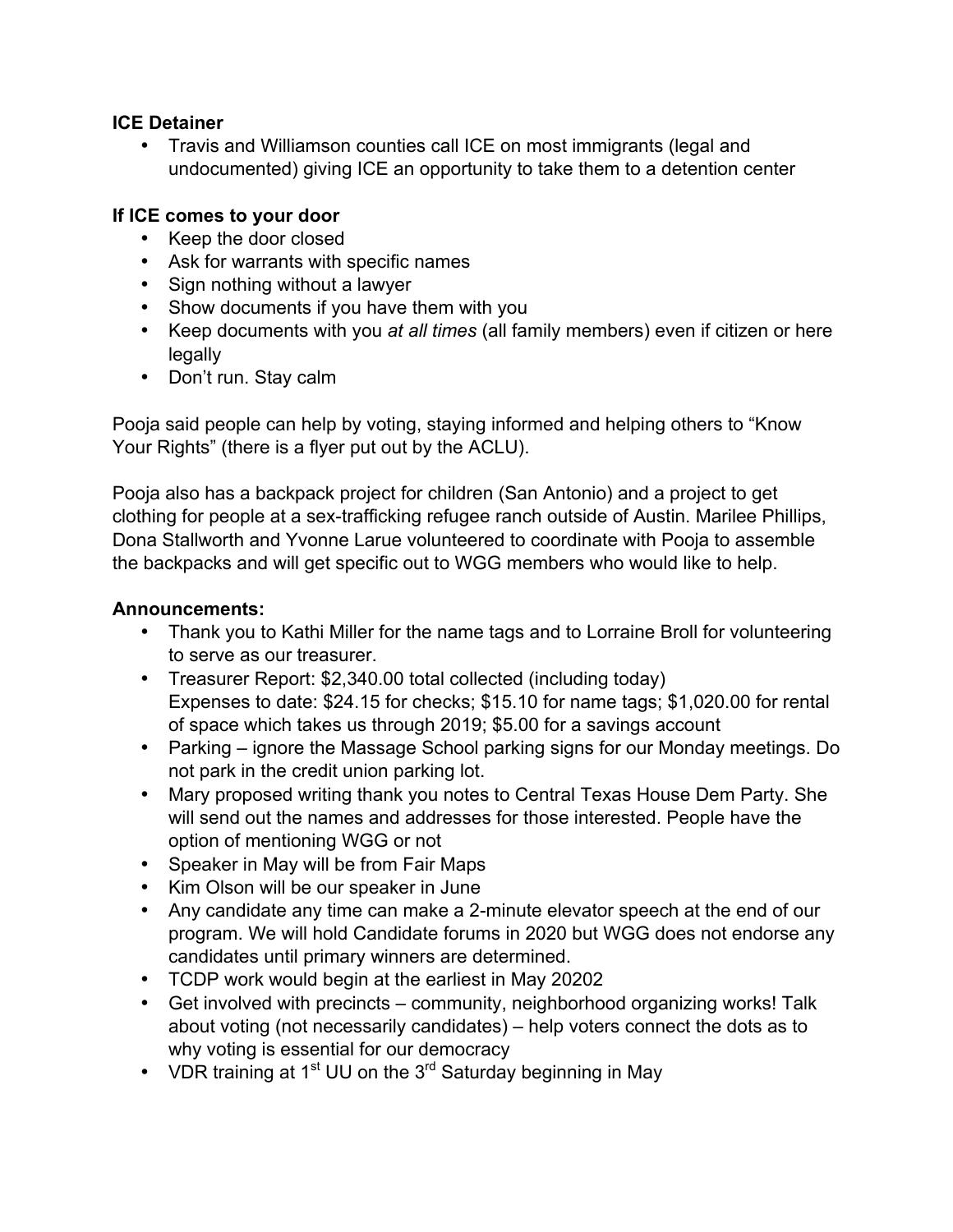**ICE Detainer**

- Travis and Williamson counties call ICE on most immigrants (legal and undocumented) giving ICE an opportunity to take them to a detention center

**If ICE comes to your door**

- Keep the door closed
- Ask for warrants with specific names
- Sign nothing without a lawyer
- Show documents if you have them with you
- Keep documents with you *at all times* (all family members) even if citizen or here legally
- Don't run. Stay calm

Pooja said people can help by voting, staying informed and helping others to "Know Your Rights" (there is a flyer put out by the ACLU).

Pooja also has a backpack project for children (San Antonio) and a project to get clothing for people at a sex-trafficking refugee ranch outside of Austin. Marilee Phillips, Dona Stallworth and Yvonne Larue volunteered to coordinate with Pooja to assemble the backpacks and will get specific out to WGG members who would like to help.

**Announcements:**

- Thank you to Kathi Miller for the name tags and to Lorraine Broll for volunteering to serve as our treasurer.
- Treasurer Report: $2,340.00 total collected (including today)
  Expenses to date: $24.15 for checks; $15.10 for name tags; $1,020.00 for rental of space which takes us through 2019; $5.00 for a savings account
- Parking – ignore the Massage School parking signs for our Monday meetings. Do not park in the credit union parking lot.
- Mary proposed writing thank you notes to Central Texas House Dem Party. She will send out the names and addresses for those interested. People have the option of mentioning WGG or not
- Speaker in May will be from Fair Maps
- Kim Olson will be our speaker in June
- Any candidate any time can make a 2-minute elevator speech at the end of our program. We will hold Candidate forums in 2020 but WGG does not endorse any candidates until primary winners are determined.
- TCDP work would begin at the earliest in May 20202
- Get involved with precincts – community, neighborhood organizing works! Talk about voting (not necessarily candidates) – help voters connect the dots as to why voting is essential for our democracy
- VDR training at 1st UU on the 3rd Saturday beginning in May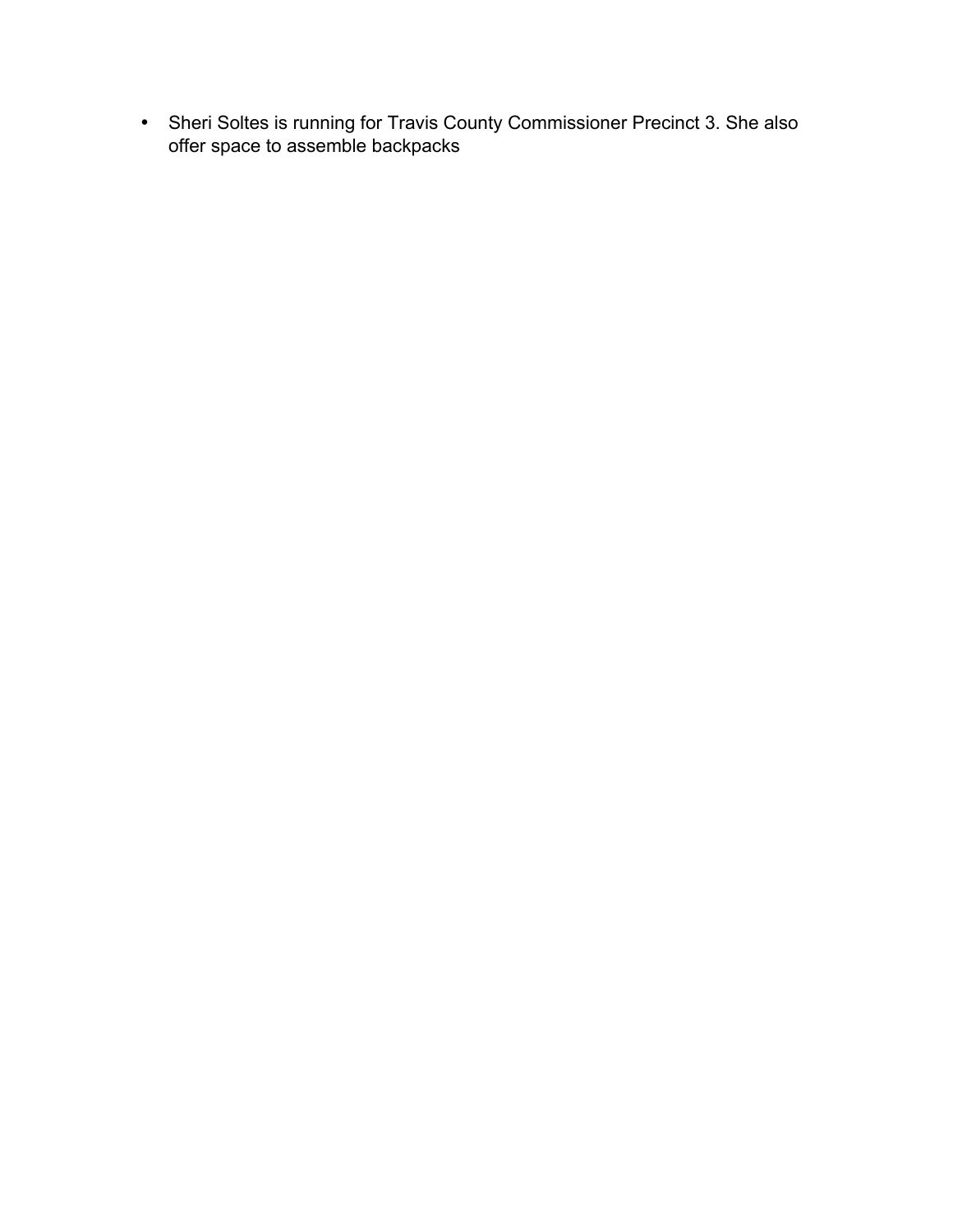- Sheri Soltes is running for Travis County Commissioner Precinct 3. She also offer space to assemble backpacks